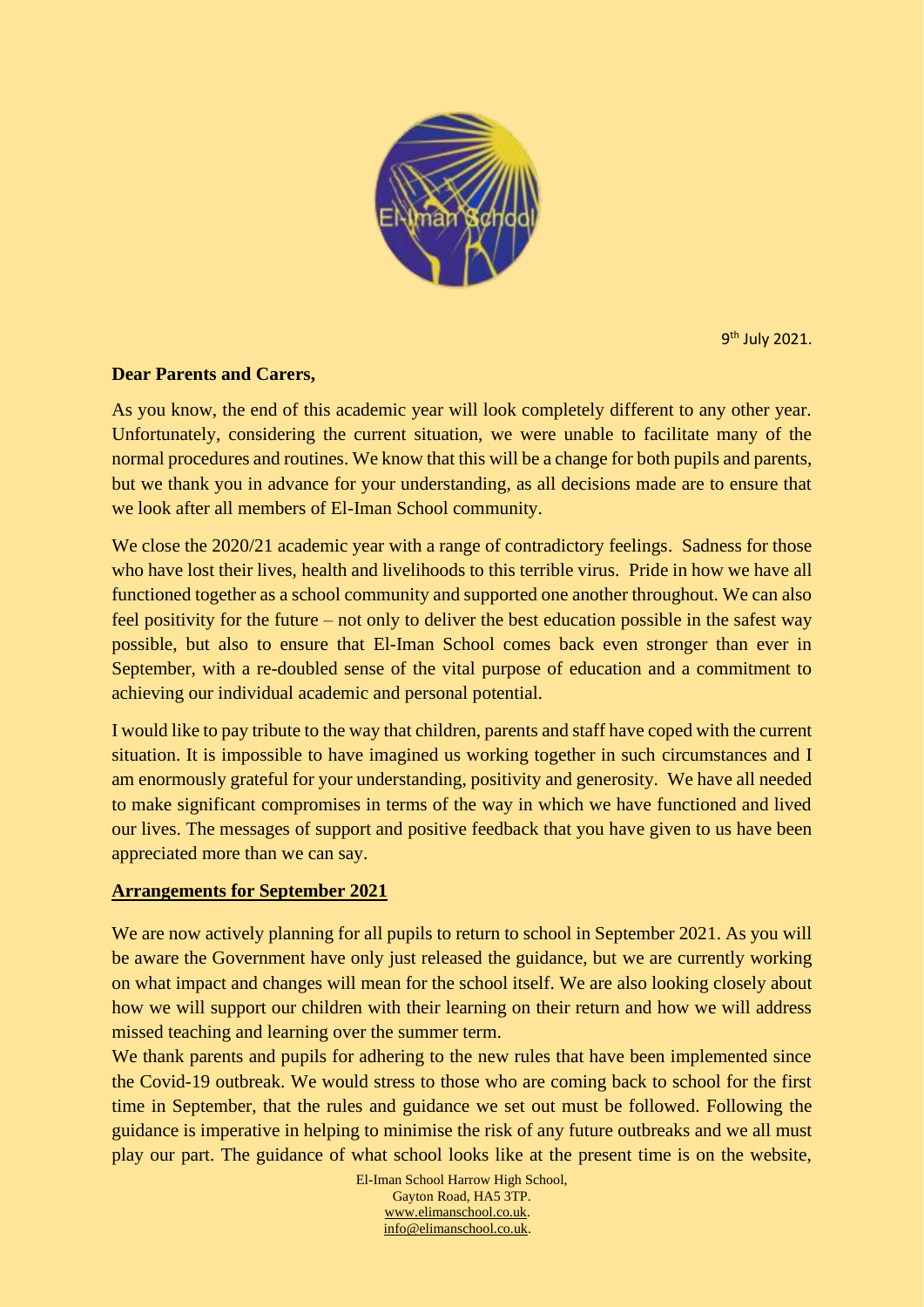9th July 2021.

**Dear Parents and Carers,**

As you know, the end of this academic year will look completely different to any other year. Unfortunately, considering the current situation, we were unable to facilitate many of the normal procedures and routines. We know that this will be a change for both pupils and parents, but we thank you in advance for your understanding, as all decisions made are to ensure that we look after all members of El-Iman School community.

We close the 2020/21 academic year with a range of contradictory feelings. Sadness for those who have lost their lives, health and livelihoods to this terrible virus. Pride in how we have all functioned together as a school community and supported one another throughout. We can also feel positivity for the future – not only to deliver the best education possible in the safest way possible, but also to ensure that El-Iman School comes back even stronger than ever in September, with a re-doubled sense of the vital purpose of education and a commitment to achieving our individual academic and personal potential.

I would like to pay tribute to the way that children, parents and staff have coped with the current situation. It is impossible to have imagined us working together in such circumstances and I am enormously grateful for your understanding, positivity and generosity. We have all needed to make significant compromises in terms of the way in which we have functioned and lived our lives. The messages of support and positive feedback that you have given to us have been appreciated more than we can say.

**Arrangements for September 2021**

We are now actively planning for all pupils to return to school in September 2021. As you will be aware the Government have only just released the guidance, but we are currently working on what impact and changes will mean for the school itself. We are also looking closely about how we will support our children with their learning on their return and how we will address missed teaching and learning over the summer term.

We thank parents and pupils for adhering to the new rules that have been implemented since the Covid-19 outbreak. We would stress to those who are coming back to school for the first time in September, that the rules and guidance we set out must be followed. Following the guidance is imperative in helping to minimise the risk of any future outbreaks and we all must play our part. The guidance of what school looks like at the present time is on the website,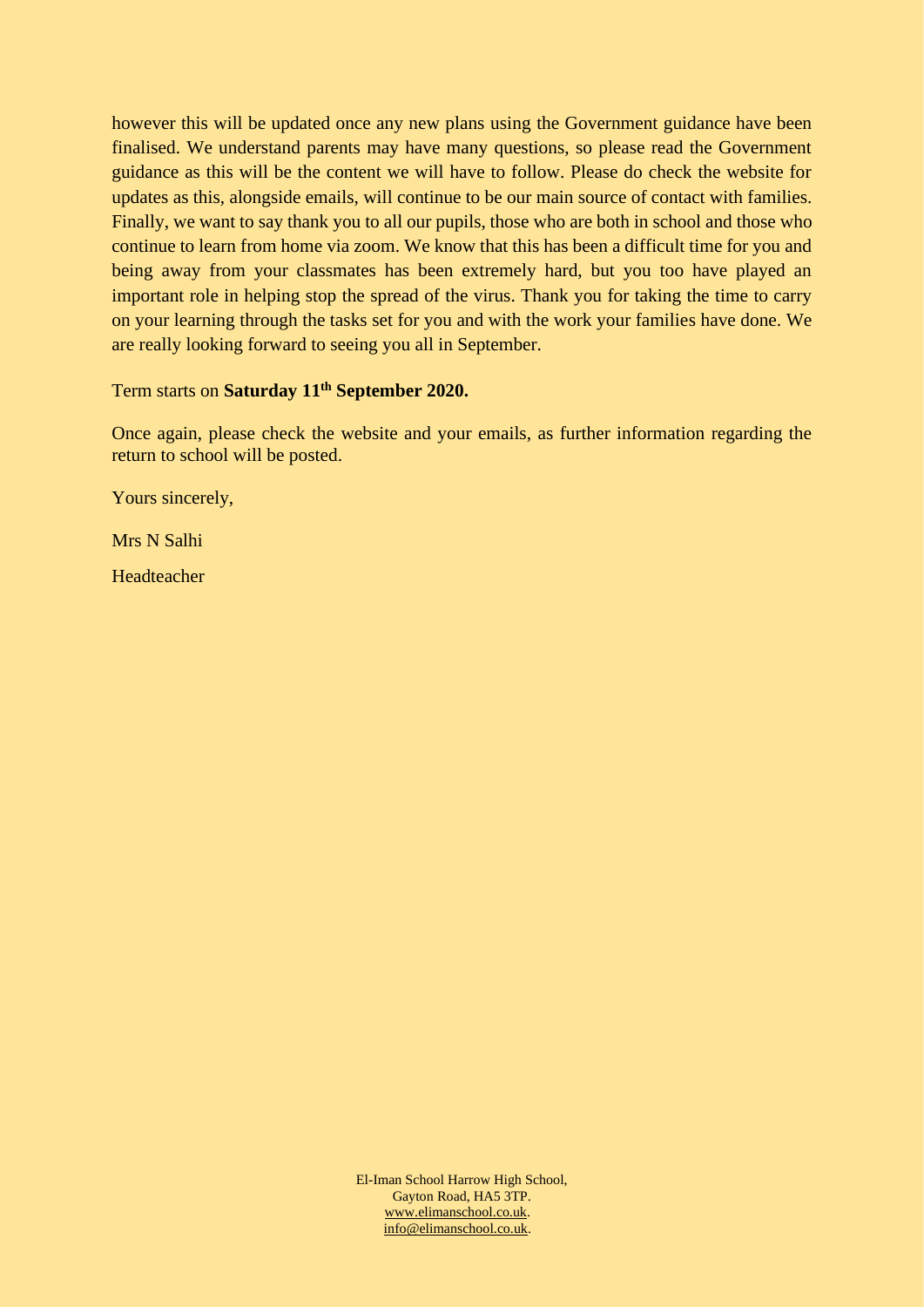however this will be updated once any new plans using the Government guidance have been finalised. We understand parents may have many questions, so please read the Government guidance as this will be the content we will have to follow. Please do check the website for updates as this, alongside emails, will continue to be our main source of contact with families. Finally, we want to say thank you to all our pupils, those who are both in school and those who continue to learn from home via zoom. We know that this has been a difficult time for you and being away from your classmates has been extremely hard, but you too have played an important role in helping stop the spread of the virus. Thank you for taking the time to carry on your learning through the tasks set for you and with the work your families have done. We are really looking forward to seeing you all in September.

Term starts on **Saturday 11th September 2020.**

Once again, please check the website and your emails, as further information regarding the return to school will be posted.

Yours sincerely,

Mrs N Salhi

Headteacher

El-Iman School Harrow High School,
Gayton Road, HA5 3TP.
www.elimanschool.co.uk.
info@elimanschool.co.uk.